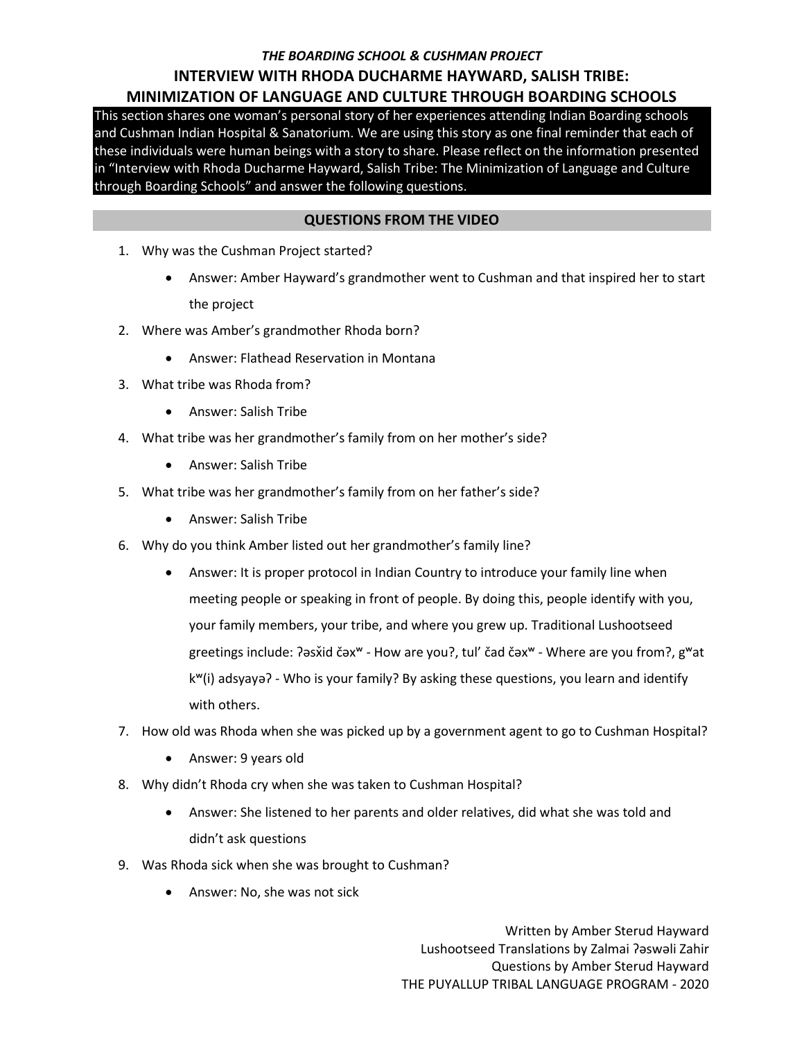*THE BOARDING SCHOOL & CUSHMAN PROJECT*

# INTERVIEW WITH RHODA DUCHARME HAYWARD, SALISH TRIBE: MINIMIZATION OF LANGUAGE AND CULTURE THROUGH BOARDING SCHOOLS

This section shares one woman's personal story of her experiences attending Indian Boarding schools and Cushman Indian Hospital & Sanatorium. We are using this story as one final reminder that each of these individuals were human beings with a story to share. Please reflect on the information presented in "Interview with Rhoda Ducharme Hayward, Salish Tribe: The Minimization of Language and Culture through Boarding Schools" and answer the following questions.

## QUESTIONS FROM THE VIDEO

1. Why was the Cushman Project started?
   - Answer: Amber Hayward's grandmother went to Cushman and that inspired her to start the project
2. Where was Amber's grandmother Rhoda born?
   - Answer: Flathead Reservation in Montana
3. What tribe was Rhoda from?
   - Answer: Salish Tribe
4. What tribe was her grandmother's family from on her mother's side?
   - Answer: Salish Tribe
5. What tribe was her grandmother's family from on her father's side?
   - Answer: Salish Tribe
6. Why do you think Amber listed out her grandmother's family line?
   - Answer: It is proper protocol in Indian Country to introduce your family line when meeting people or speaking in front of people. By doing this, people identify with you, your family members, your tribe, and where you grew up. Traditional Lushootseed greetings include: ʔəsx̌id čəxʷ - How are you?, tul' čad čəxʷ - Where are you from?, gʷat kʷ(i) adsyayəʔ - Who is your family? By asking these questions, you learn and identify with others.
7. How old was Rhoda when she was picked up by a government agent to go to Cushman Hospital?
   - Answer: 9 years old
8. Why didn't Rhoda cry when she was taken to Cushman Hospital?
   - Answer: She listened to her parents and older relatives, did what she was told and didn't ask questions
9. Was Rhoda sick when she was brought to Cushman?
   - Answer: No, she was not sick

Written by Amber Sterud Hayward
Lushootseed Translations by Zalmai ʔəswəli Zahir
Questions by Amber Sterud Hayward
THE PUYALLUP TRIBAL LANGUAGE PROGRAM - 2020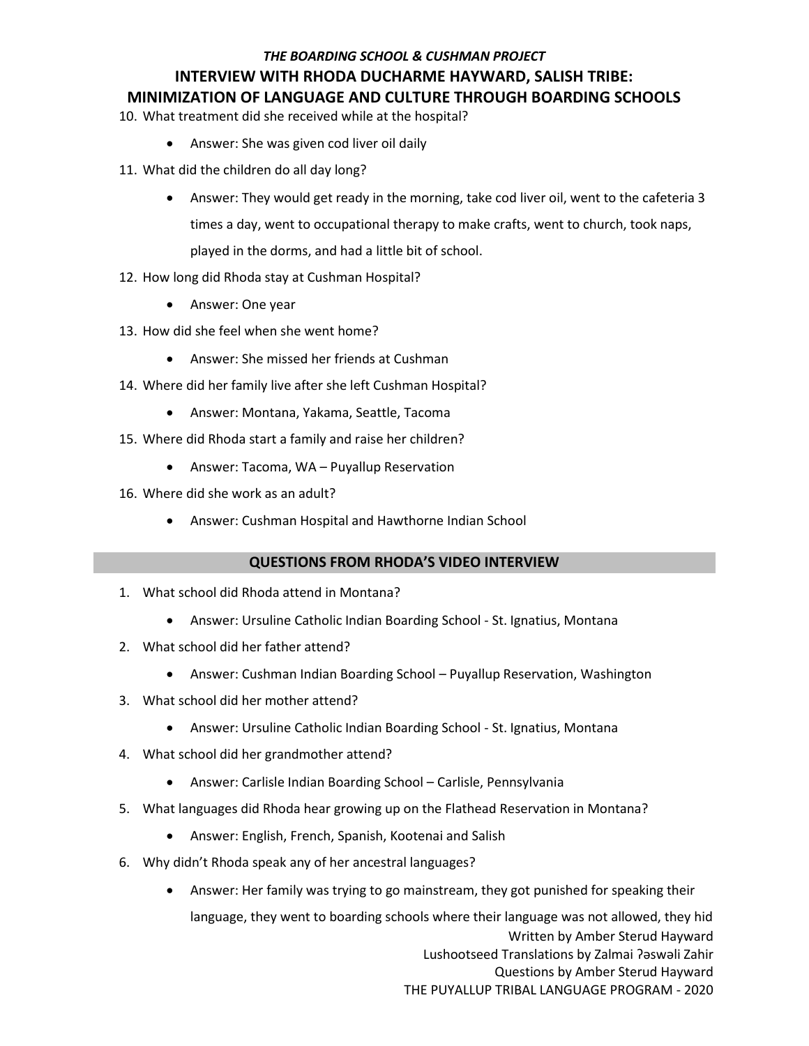10. What treatment did she received while at the hospital?
    - Answer: She was given cod liver oil daily
11. What did the children do all day long?
    - Answer: They would get ready in the morning, take cod liver oil, went to the cafeteria 3 times a day, went to occupational therapy to make crafts, went to church, took naps, played in the dorms, and had a little bit of school.
12. How long did Rhoda stay at Cushman Hospital?
    - Answer: One year
13. How did she feel when she went home?
    - Answer: She missed her friends at Cushman
14. Where did her family live after she left Cushman Hospital?
    - Answer: Montana, Yakama, Seattle, Tacoma
15. Where did Rhoda start a family and raise her children?
    - Answer: Tacoma, WA – Puyallup Reservation
16. Where did she work as an adult?
    - Answer: Cushman Hospital and Hawthorne Indian School

## QUESTIONS FROM RHODA'S VIDEO INTERVIEW

1. What school did Rhoda attend in Montana?
    - Answer: Ursuline Catholic Indian Boarding School - St. Ignatius, Montana
2. What school did her father attend?
    - Answer: Cushman Indian Boarding School – Puyallup Reservation, Washington
3. What school did her mother attend?
    - Answer: Ursuline Catholic Indian Boarding School - St. Ignatius, Montana
4. What school did her grandmother attend?
    - Answer: Carlisle Indian Boarding School – Carlisle, Pennsylvania
5. What languages did Rhoda hear growing up on the Flathead Reservation in Montana?
    - Answer: English, French, Spanish, Kootenai and Salish
6. Why didn't Rhoda speak any of her ancestral languages?
    - Answer: Her family was trying to go mainstream, they got punished for speaking their language, they went to boarding schools where their language was not allowed, they hid

Written by Amber Sterud Hayward
Lushootseed Translations by Zalmai ʔəswəli Zahir
Questions by Amber Sterud Hayward
THE PUYALLUP TRIBAL LANGUAGE PROGRAM - 2020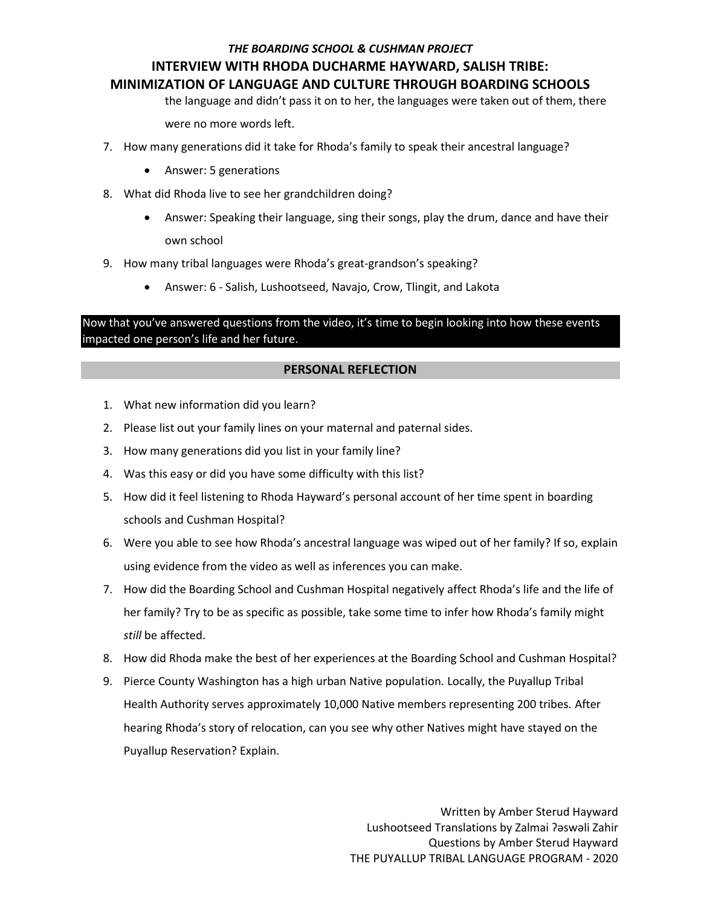the language and didn't pass it on to her, the languages were taken out of them, there were no more words left.

7. How many generations did it take for Rhoda's family to speak their ancestral language?
   - Answer: 5 generations
8. What did Rhoda live to see her grandchildren doing?
   - Answer: Speaking their language, sing their songs, play the drum, dance and have their own school
9. How many tribal languages were Rhoda's great-grandson's speaking?
   - Answer: 6 - Salish, Lushootseed, Navajo, Crow, Tlingit, and Lakota

Now that you've answered questions from the video, it's time to begin looking into how these events impacted one person's life and her future.

## PERSONAL REFLECTION

1. What new information did you learn?
2. Please list out your family lines on your maternal and paternal sides.
3. How many generations did you list in your family line?
4. Was this easy or did you have some difficulty with this list?
5. How did it feel listening to Rhoda Hayward's personal account of her time spent in boarding schools and Cushman Hospital?
6. Were you able to see how Rhoda's ancestral language was wiped out of her family? If so, explain using evidence from the video as well as inferences you can make.
7. How did the Boarding School and Cushman Hospital negatively affect Rhoda's life and the life of her family? Try to be as specific as possible, take some time to infer how Rhoda's family might *still* be affected.
8. How did Rhoda make the best of her experiences at the Boarding School and Cushman Hospital?
9. Pierce County Washington has a high urban Native population. Locally, the Puyallup Tribal Health Authority serves approximately 10,000 Native members representing 200 tribes. After hearing Rhoda's story of relocation, can you see why other Natives might have stayed on the Puyallup Reservation? Explain.

Written by Amber Sterud Hayward
Lushootseed Translations by Zalmai ʔəswəli Zahir
Questions by Amber Sterud Hayward
THE PUYALLUP TRIBAL LANGUAGE PROGRAM - 2020